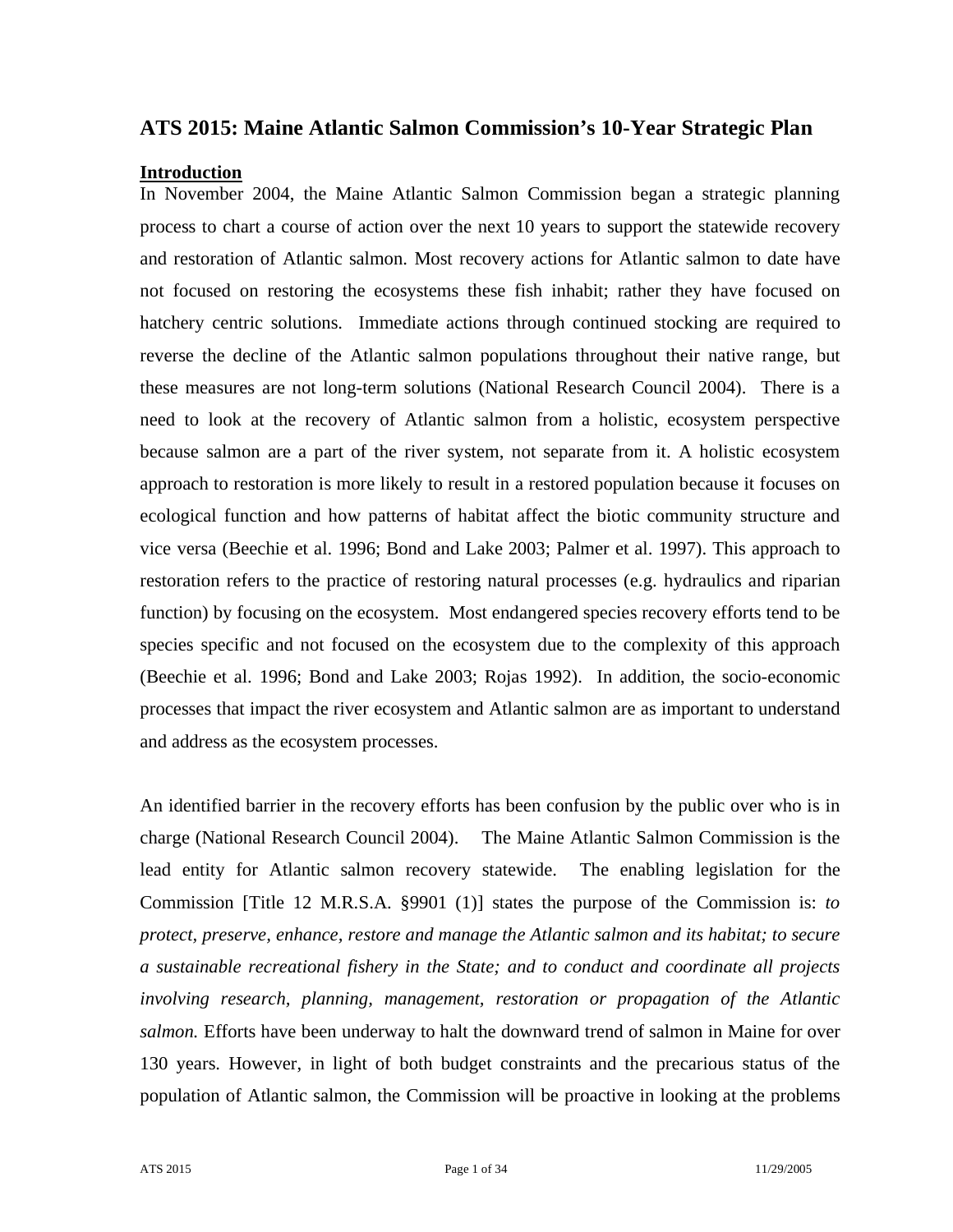# ATS 2015: Maine Atlantic Salmon Commission's 10-Year Strategic Plan

## Introduction

In November 2004, the Maine Atlantic Salmon Commission began a strategic planning process to chart a course of action over the next 10 years to support the statewide recovery and restoration of Atlantic salmon. Most recovery actions for Atlantic salmon to date have not focused on restoring the ecosystems these fish inhabit; rather they have focused on hatchery centric solutions. Immediate actions through continued stocking are required to reverse the decline of the Atlantic salmon populations throughout their native range, but these measures are not long-term solutions (National Research Council 2004). There is a need to look at the recovery of Atlantic salmon from a holistic, ecosystem perspective because salmon are a part of the river system, not separate from it. A holistic ecosystem approach to restoration is more likely to result in a restored population because it focuses on ecological function and how patterns of habitat affect the biotic community structure and vice versa (Beechie et al. 1996; Bond and Lake 2003; Palmer et al. 1997). This approach to restoration refers to the practice of restoring natural processes (e.g. hydraulics and riparian function) by focusing on the ecosystem. Most endangered species recovery efforts tend to be species specific and not focused on the ecosystem due to the complexity of this approach (Beechie et al. 1996; Bond and Lake 2003; Rojas 1992). In addition, the socio-economic processes that impact the river ecosystem and Atlantic salmon are as important to understand and address as the ecosystem processes.

An identified barrier in the recovery efforts has been confusion by the public over who is in charge (National Research Council 2004). The Maine Atlantic Salmon Commission is the lead entity for Atlantic salmon recovery statewide. The enabling legislation for the Commission [Title 12 M.R.S.A. §9901 (1)] states the purpose of the Commission is: *to protect, preserve, enhance, restore and manage the Atlantic salmon and its habitat; to secure a sustainable recreational fishery in the State; and to conduct and coordinate all projects involving research, planning, management, restoration or propagation of the Atlantic salmon.* Efforts have been underway to halt the downward trend of salmon in Maine for over 130 years. However, in light of both budget constraints and the precarious status of the population of Atlantic salmon, the Commission will be proactive in looking at the problems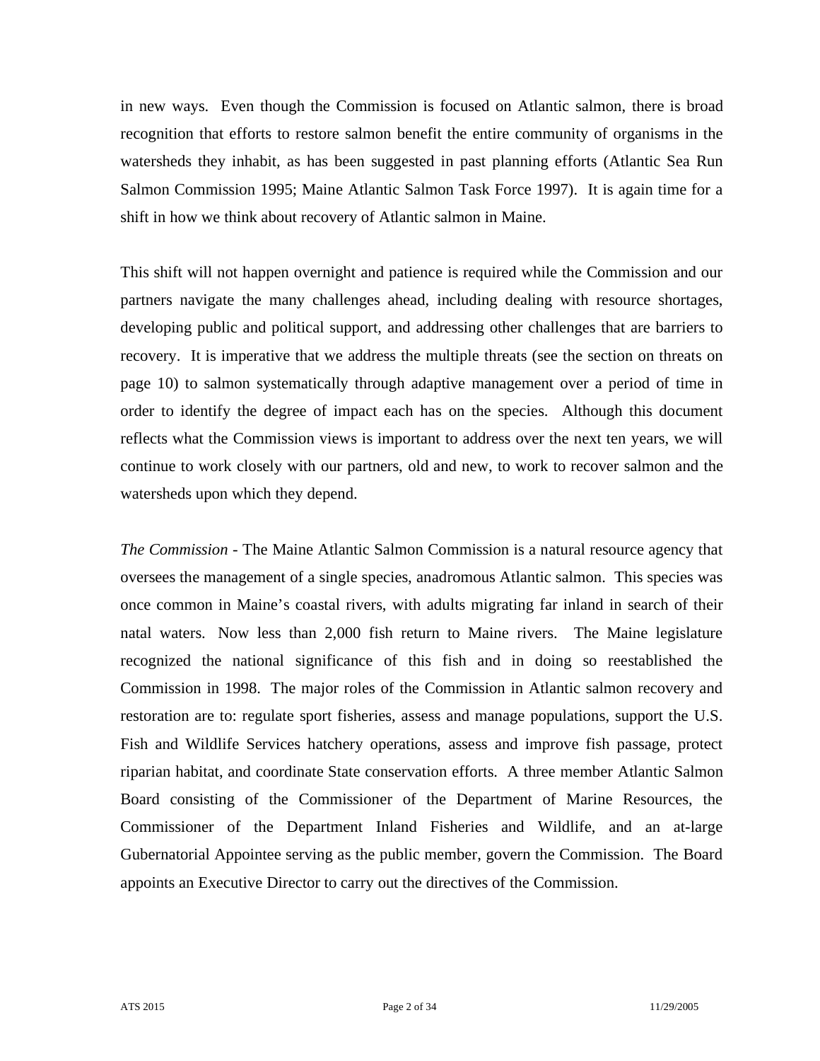in new ways. Even though the Commission is focused on Atlantic salmon, there is broad recognition that efforts to restore salmon benefit the entire community of organisms in the watersheds they inhabit, as has been suggested in past planning efforts (Atlantic Sea Run Salmon Commission 1995; Maine Atlantic Salmon Task Force 1997). It is again time for a shift in how we think about recovery of Atlantic salmon in Maine.

This shift will not happen overnight and patience is required while the Commission and our partners navigate the many challenges ahead, including dealing with resource shortages, developing public and political support, and addressing other challenges that are barriers to recovery. It is imperative that we address the multiple threats (see the section on threats on page 10) to salmon systematically through adaptive management over a period of time in order to identify the degree of impact each has on the species. Although this document reflects what the Commission views is important to address over the next ten years, we will continue to work closely with our partners, old and new, to work to recover salmon and the watersheds upon which they depend.

*The Commission* - The Maine Atlantic Salmon Commission is a natural resource agency that oversees the management of a single species, anadromous Atlantic salmon. This species was once common in Maine's coastal rivers, with adults migrating far inland in search of their natal waters. Now less than 2,000 fish return to Maine rivers. The Maine legislature recognized the national significance of this fish and in doing so reestablished the Commission in 1998. The major roles of the Commission in Atlantic salmon recovery and restoration are to: regulate sport fisheries, assess and manage populations, support the U.S. Fish and Wildlife Services hatchery operations, assess and improve fish passage, protect riparian habitat, and coordinate State conservation efforts. A three member Atlantic Salmon Board consisting of the Commissioner of the Department of Marine Resources, the Commissioner of the Department Inland Fisheries and Wildlife, and an at-large Gubernatorial Appointee serving as the public member, govern the Commission. The Board appoints an Executive Director to carry out the directives of the Commission.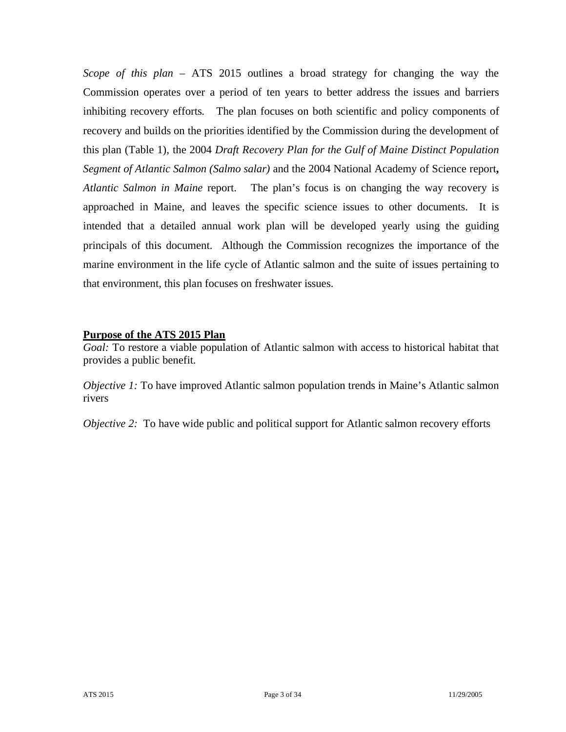*Scope of this plan* – ATS 2015 outlines a broad strategy for changing the way the Commission operates over a period of ten years to better address the issues and barriers inhibiting recovery efforts. The plan focuses on both scientific and policy components of recovery and builds on the priorities identified by the Commission during the development of this plan (Table 1), the 2004 *Draft Recovery Plan for the Gulf of Maine Distinct Population Segment of Atlantic Salmon (Salmo salar)* and the 2004 National Academy of Science report**,** *Atlantic Salmon in Maine* report. The plan's focus is on changing the way recovery is approached in Maine, and leaves the specific science issues to other documents. It is intended that a detailed annual work plan will be developed yearly using the guiding principals of this document. Although the Commission recognizes the importance of the marine environment in the life cycle of Atlantic salmon and the suite of issues pertaining to that environment, this plan focuses on freshwater issues.

## Purpose of the ATS 2015 Plan

*Goal:* To restore a viable population of Atlantic salmon with access to historical habitat that provides a public benefit.

*Objective 1:* To have improved Atlantic salmon population trends in Maine's Atlantic salmon rivers

*Objective 2:* To have wide public and political support for Atlantic salmon recovery efforts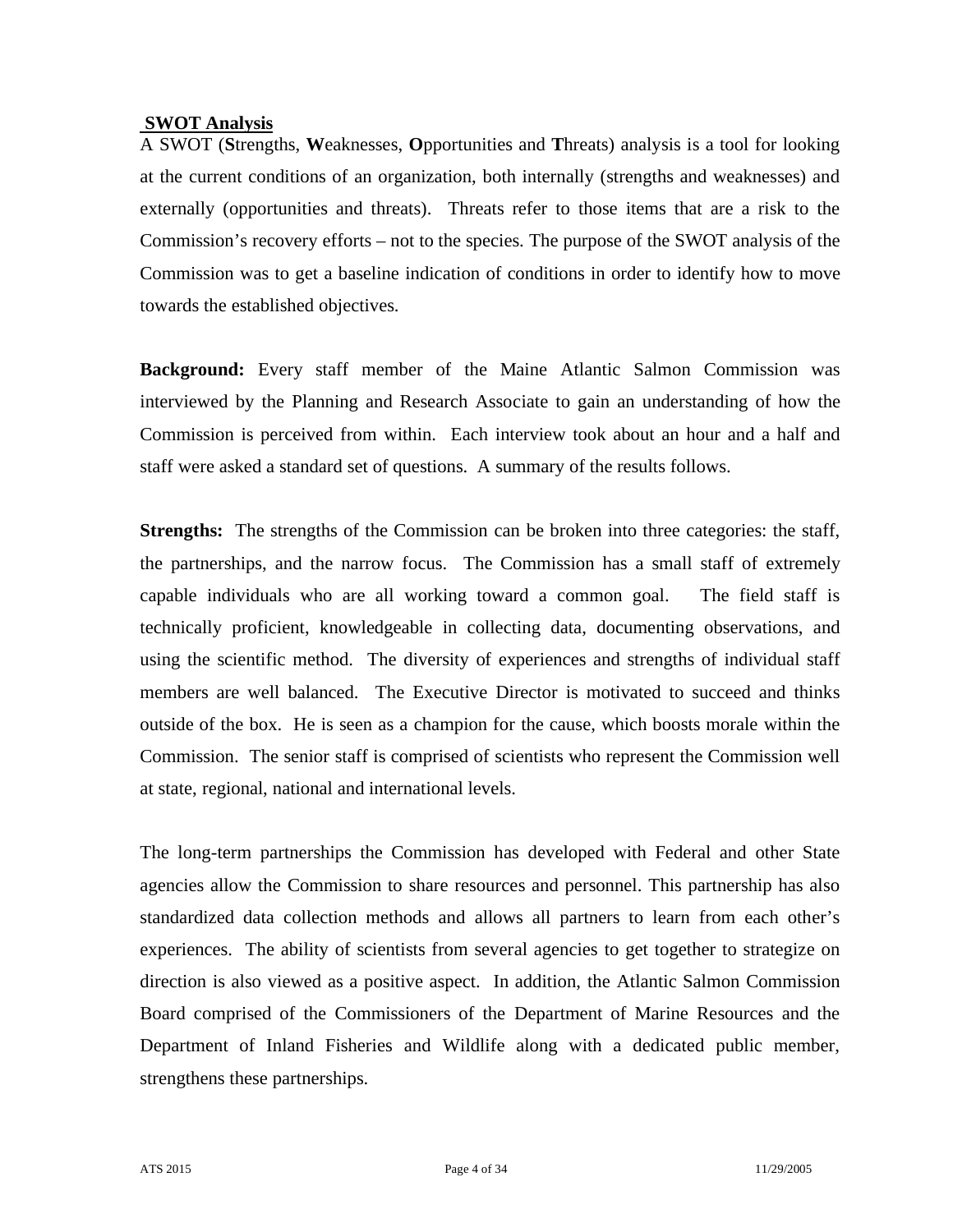## SWOT Analysis

A SWOT (**S**trengths, **W**eaknesses, **O**pportunities and **T**hreats) analysis is a tool for looking at the current conditions of an organization, both internally (strengths and weaknesses) and externally (opportunities and threats). Threats refer to those items that are a risk to the Commission's recovery efforts – not to the species. The purpose of the SWOT analysis of the Commission was to get a baseline indication of conditions in order to identify how to move towards the established objectives.

**Background:** Every staff member of the Maine Atlantic Salmon Commission was interviewed by the Planning and Research Associate to gain an understanding of how the Commission is perceived from within. Each interview took about an hour and a half and staff were asked a standard set of questions. A summary of the results follows.

**Strengths:** The strengths of the Commission can be broken into three categories: the staff, the partnerships, and the narrow focus. The Commission has a small staff of extremely capable individuals who are all working toward a common goal. The field staff is technically proficient, knowledgeable in collecting data, documenting observations, and using the scientific method. The diversity of experiences and strengths of individual staff members are well balanced. The Executive Director is motivated to succeed and thinks outside of the box. He is seen as a champion for the cause, which boosts morale within the Commission. The senior staff is comprised of scientists who represent the Commission well at state, regional, national and international levels.

The long-term partnerships the Commission has developed with Federal and other State agencies allow the Commission to share resources and personnel. This partnership has also standardized data collection methods and allows all partners to learn from each other's experiences. The ability of scientists from several agencies to get together to strategize on direction is also viewed as a positive aspect. In addition, the Atlantic Salmon Commission Board comprised of the Commissioners of the Department of Marine Resources and the Department of Inland Fisheries and Wildlife along with a dedicated public member, strengthens these partnerships.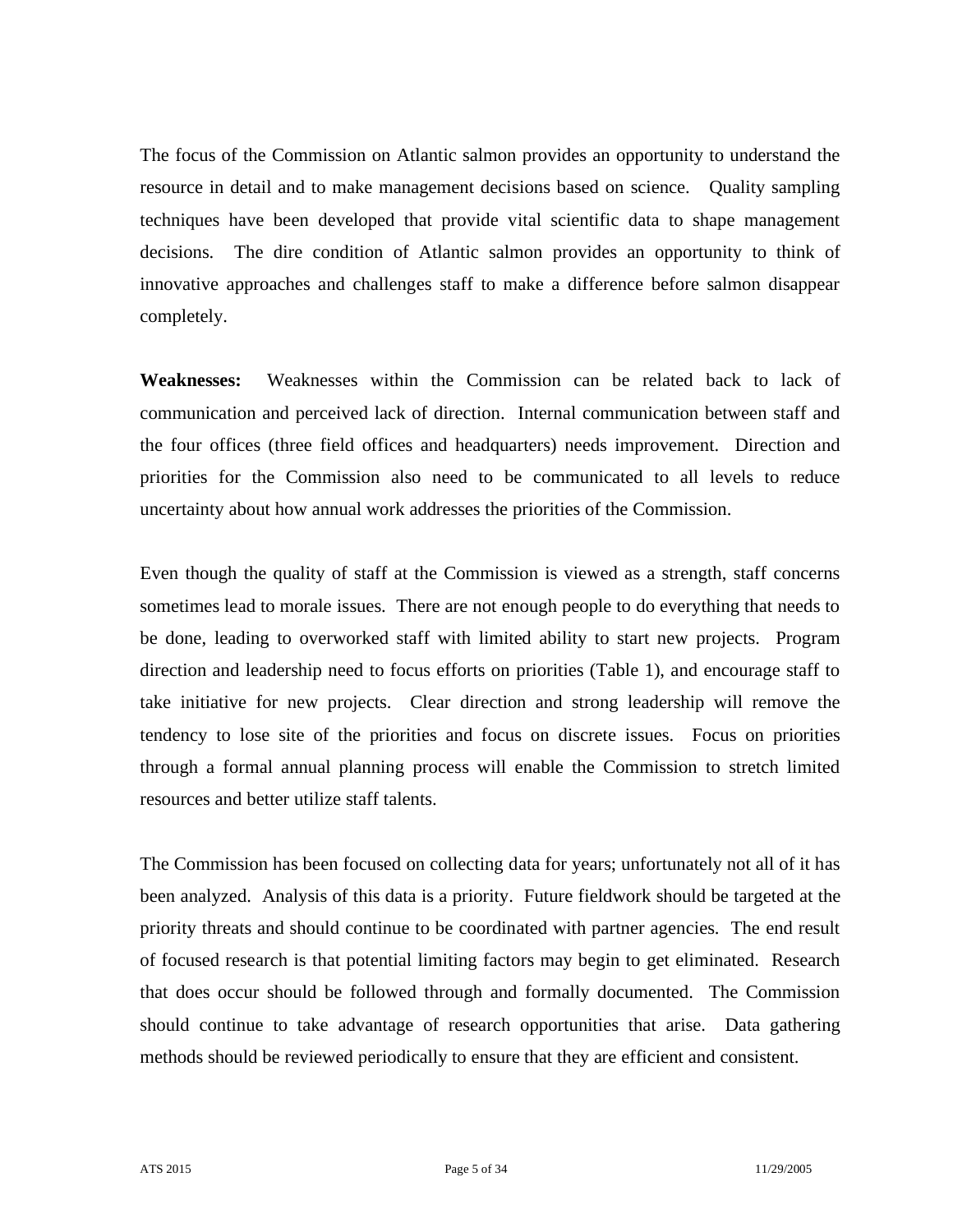The focus of the Commission on Atlantic salmon provides an opportunity to understand the resource in detail and to make management decisions based on science. Quality sampling techniques have been developed that provide vital scientific data to shape management decisions. The dire condition of Atlantic salmon provides an opportunity to think of innovative approaches and challenges staff to make a difference before salmon disappear completely.

**Weaknesses:** Weaknesses within the Commission can be related back to lack of communication and perceived lack of direction. Internal communication between staff and the four offices (three field offices and headquarters) needs improvement. Direction and priorities for the Commission also need to be communicated to all levels to reduce uncertainty about how annual work addresses the priorities of the Commission.

Even though the quality of staff at the Commission is viewed as a strength, staff concerns sometimes lead to morale issues. There are not enough people to do everything that needs to be done, leading to overworked staff with limited ability to start new projects. Program direction and leadership need to focus efforts on priorities (Table 1), and encourage staff to take initiative for new projects. Clear direction and strong leadership will remove the tendency to lose site of the priorities and focus on discrete issues. Focus on priorities through a formal annual planning process will enable the Commission to stretch limited resources and better utilize staff talents.

The Commission has been focused on collecting data for years; unfortunately not all of it has been analyzed. Analysis of this data is a priority. Future fieldwork should be targeted at the priority threats and should continue to be coordinated with partner agencies. The end result of focused research is that potential limiting factors may begin to get eliminated. Research that does occur should be followed through and formally documented. The Commission should continue to take advantage of research opportunities that arise. Data gathering methods should be reviewed periodically to ensure that they are efficient and consistent.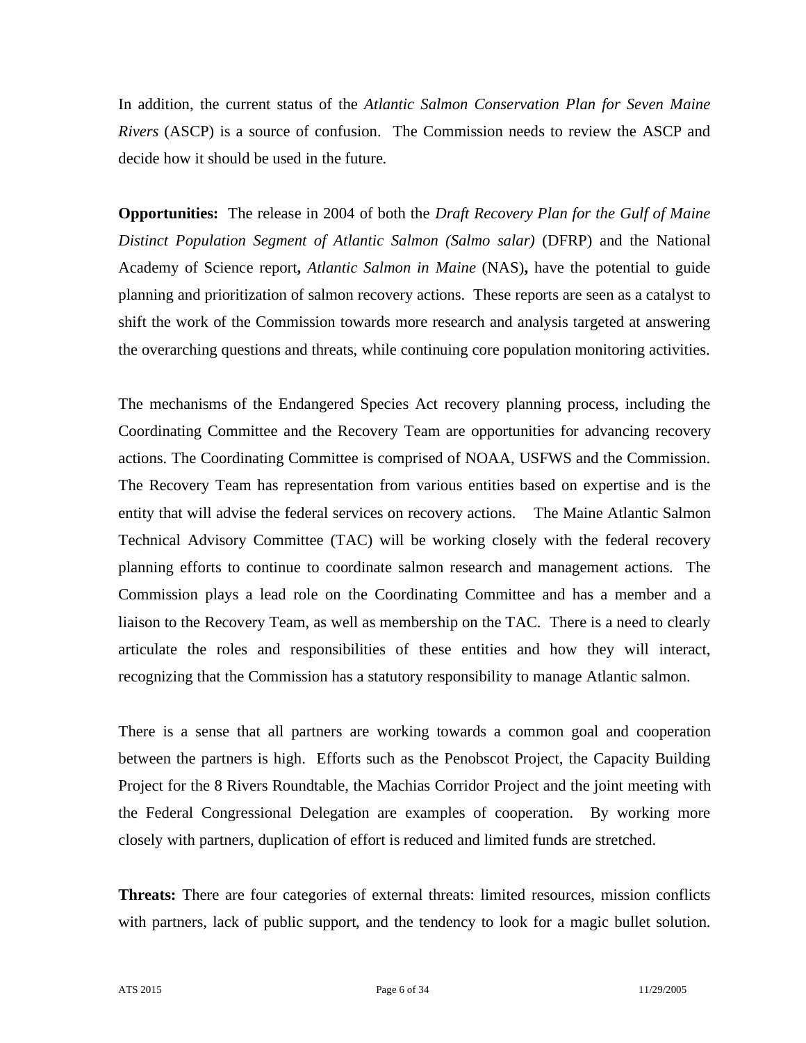In addition, the current status of the *Atlantic Salmon Conservation Plan for Seven Maine Rivers* (ASCP) is a source of confusion. The Commission needs to review the ASCP and decide how it should be used in the future.

**Opportunities:** The release in 2004 of both the *Draft Recovery Plan for the Gulf of Maine Distinct Population Segment of Atlantic Salmon (Salmo salar)* (DFRP) and the National Academy of Science report**,** *Atlantic Salmon in Maine* (NAS)**,** have the potential to guide planning and prioritization of salmon recovery actions. These reports are seen as a catalyst to shift the work of the Commission towards more research and analysis targeted at answering the overarching questions and threats, while continuing core population monitoring activities.

The mechanisms of the Endangered Species Act recovery planning process, including the Coordinating Committee and the Recovery Team are opportunities for advancing recovery actions. The Coordinating Committee is comprised of NOAA, USFWS and the Commission. The Recovery Team has representation from various entities based on expertise and is the entity that will advise the federal services on recovery actions. The Maine Atlantic Salmon Technical Advisory Committee (TAC) will be working closely with the federal recovery planning efforts to continue to coordinate salmon research and management actions. The Commission plays a lead role on the Coordinating Committee and has a member and a liaison to the Recovery Team, as well as membership on the TAC. There is a need to clearly articulate the roles and responsibilities of these entities and how they will interact, recognizing that the Commission has a statutory responsibility to manage Atlantic salmon.

There is a sense that all partners are working towards a common goal and cooperation between the partners is high. Efforts such as the Penobscot Project, the Capacity Building Project for the 8 Rivers Roundtable, the Machias Corridor Project and the joint meeting with the Federal Congressional Delegation are examples of cooperation. By working more closely with partners, duplication of effort is reduced and limited funds are stretched.

**Threats:** There are four categories of external threats: limited resources, mission conflicts with partners, lack of public support, and the tendency to look for a magic bullet solution.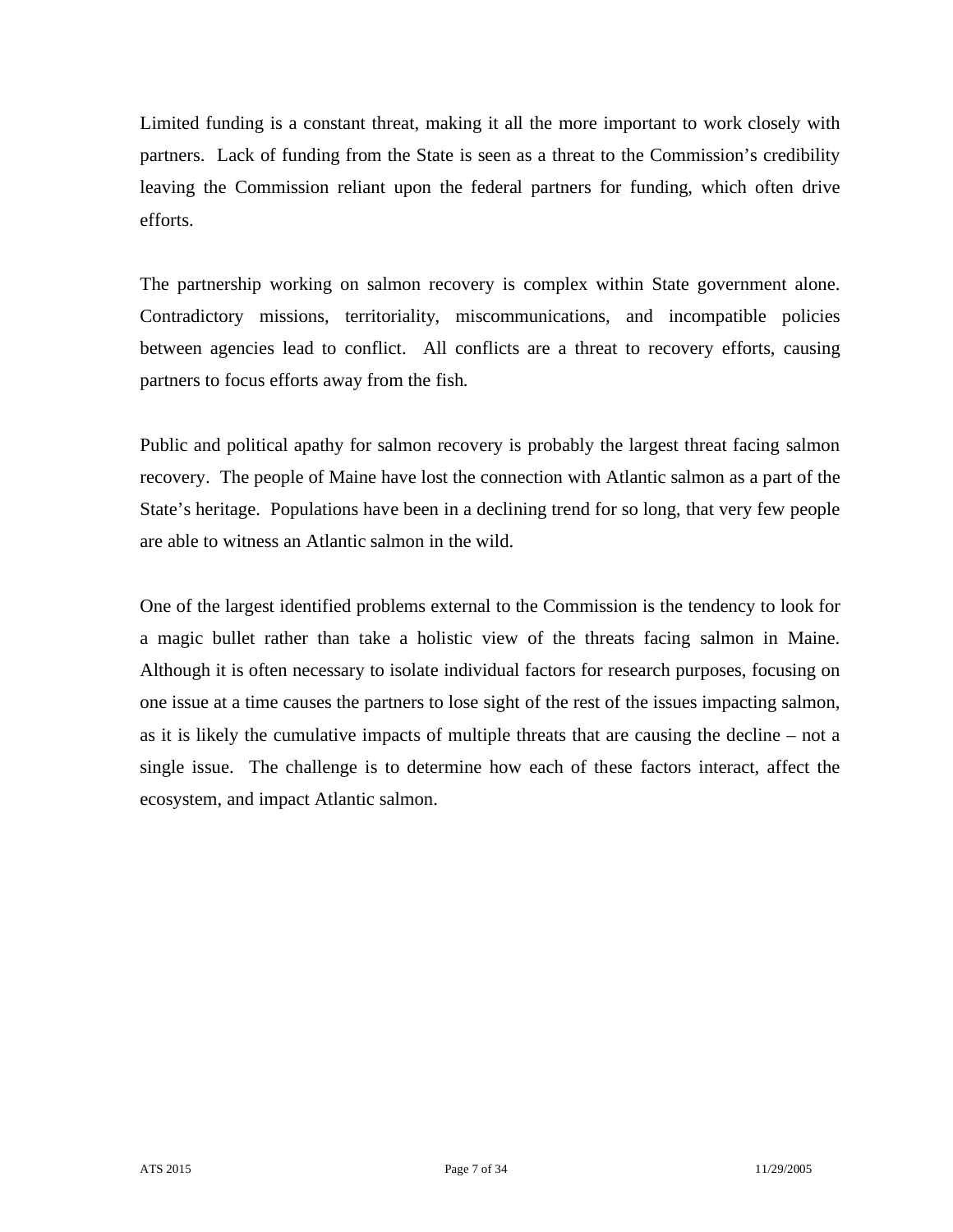Limited funding is a constant threat, making it all the more important to work closely with partners. Lack of funding from the State is seen as a threat to the Commission's credibility leaving the Commission reliant upon the federal partners for funding, which often drive efforts.

The partnership working on salmon recovery is complex within State government alone. Contradictory missions, territoriality, miscommunications, and incompatible policies between agencies lead to conflict. All conflicts are a threat to recovery efforts, causing partners to focus efforts away from the fish.

Public and political apathy for salmon recovery is probably the largest threat facing salmon recovery. The people of Maine have lost the connection with Atlantic salmon as a part of the State's heritage. Populations have been in a declining trend for so long, that very few people are able to witness an Atlantic salmon in the wild.

One of the largest identified problems external to the Commission is the tendency to look for a magic bullet rather than take a holistic view of the threats facing salmon in Maine. Although it is often necessary to isolate individual factors for research purposes, focusing on one issue at a time causes the partners to lose sight of the rest of the issues impacting salmon, as it is likely the cumulative impacts of multiple threats that are causing the decline – not a single issue. The challenge is to determine how each of these factors interact, affect the ecosystem, and impact Atlantic salmon.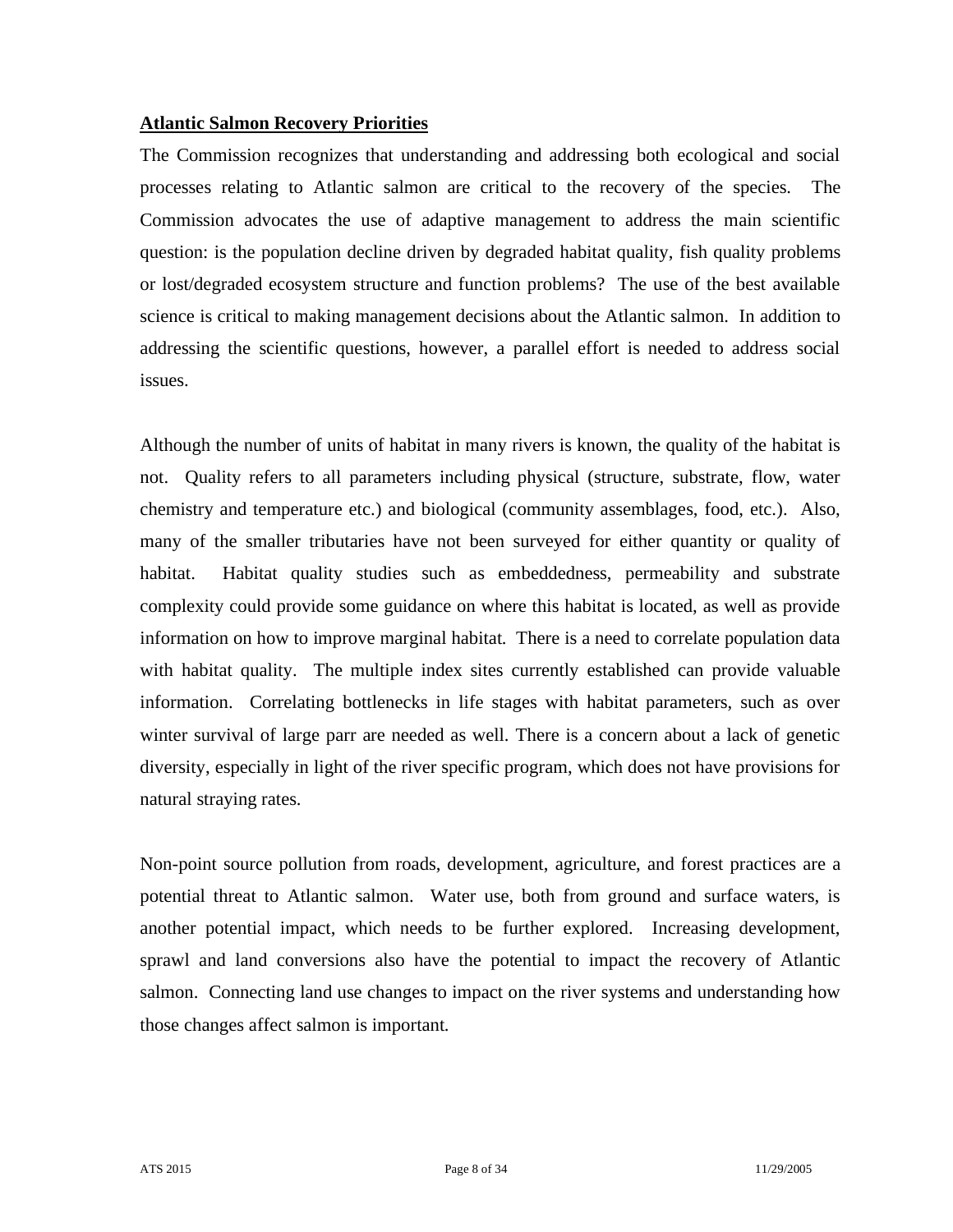**Atlantic Salmon Recovery Priorities**

The Commission recognizes that understanding and addressing both ecological and social processes relating to Atlantic salmon are critical to the recovery of the species. The Commission advocates the use of adaptive management to address the main scientific question: is the population decline driven by degraded habitat quality, fish quality problems or lost/degraded ecosystem structure and function problems? The use of the best available science is critical to making management decisions about the Atlantic salmon. In addition to addressing the scientific questions, however, a parallel effort is needed to address social issues.

Although the number of units of habitat in many rivers is known, the quality of the habitat is not. Quality refers to all parameters including physical (structure, substrate, flow, water chemistry and temperature etc.) and biological (community assemblages, food, etc.). Also, many of the smaller tributaries have not been surveyed for either quantity or quality of habitat. Habitat quality studies such as embeddedness, permeability and substrate complexity could provide some guidance on where this habitat is located, as well as provide information on how to improve marginal habitat. There is a need to correlate population data with habitat quality. The multiple index sites currently established can provide valuable information. Correlating bottlenecks in life stages with habitat parameters, such as over winter survival of large parr are needed as well. There is a concern about a lack of genetic diversity, especially in light of the river specific program, which does not have provisions for natural straying rates.

Non-point source pollution from roads, development, agriculture, and forest practices are a potential threat to Atlantic salmon. Water use, both from ground and surface waters, is another potential impact, which needs to be further explored. Increasing development, sprawl and land conversions also have the potential to impact the recovery of Atlantic salmon. Connecting land use changes to impact on the river systems and understanding how those changes affect salmon is important.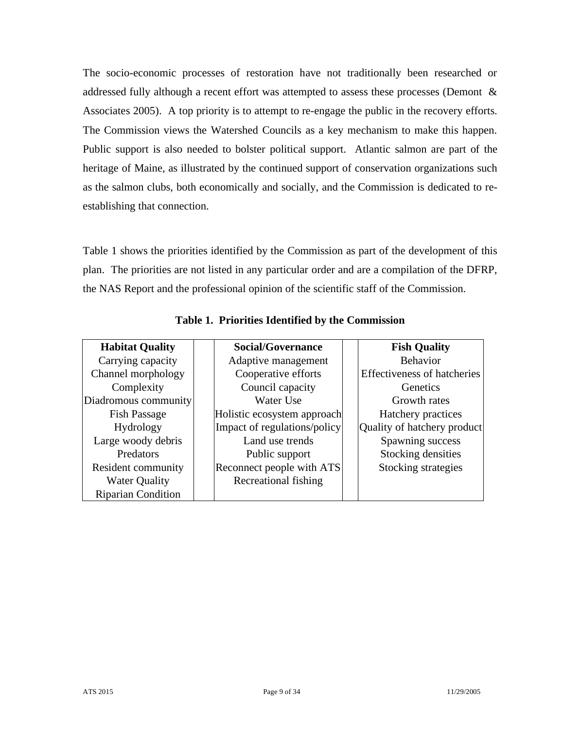The socio-economic processes of restoration have not traditionally been researched or addressed fully although a recent effort was attempted to assess these processes (Demont & Associates 2005). A top priority is to attempt to re-engage the public in the recovery efforts. The Commission views the Watershed Councils as a key mechanism to make this happen. Public support is also needed to bolster political support. Atlantic salmon are part of the heritage of Maine, as illustrated by the continued support of conservation organizations such as the salmon clubs, both economically and socially, and the Commission is dedicated to re-establishing that connection.

Table 1 shows the priorities identified by the Commission as part of the development of this plan. The priorities are not listed in any particular order and are a compilation of the DFRP, the NAS Report and the professional opinion of the scientific staff of the Commission.

**Table 1. Priorities Identified by the Commission**

| Habitat Quality | Social/Governance | Fish Quality |
|---|---|---|
| Carrying capacity | Adaptive management | Behavior |
| Channel morphology | Cooperative efforts | Effectiveness of hatcheries |
| Complexity | Council capacity | Genetics |
| Diadromous community | Water Use | Growth rates |
| Fish Passage | Holistic ecosystem approach | Hatchery practices |
| Hydrology | Impact of regulations/policy | Quality of hatchery product |
| Large woody debris | Land use trends | Spawning success |
| Predators | Public support | Stocking densities |
| Resident community | Reconnect people with ATS | Stocking strategies |
| Water Quality | Recreational fishing | |
| Riparian Condition | | |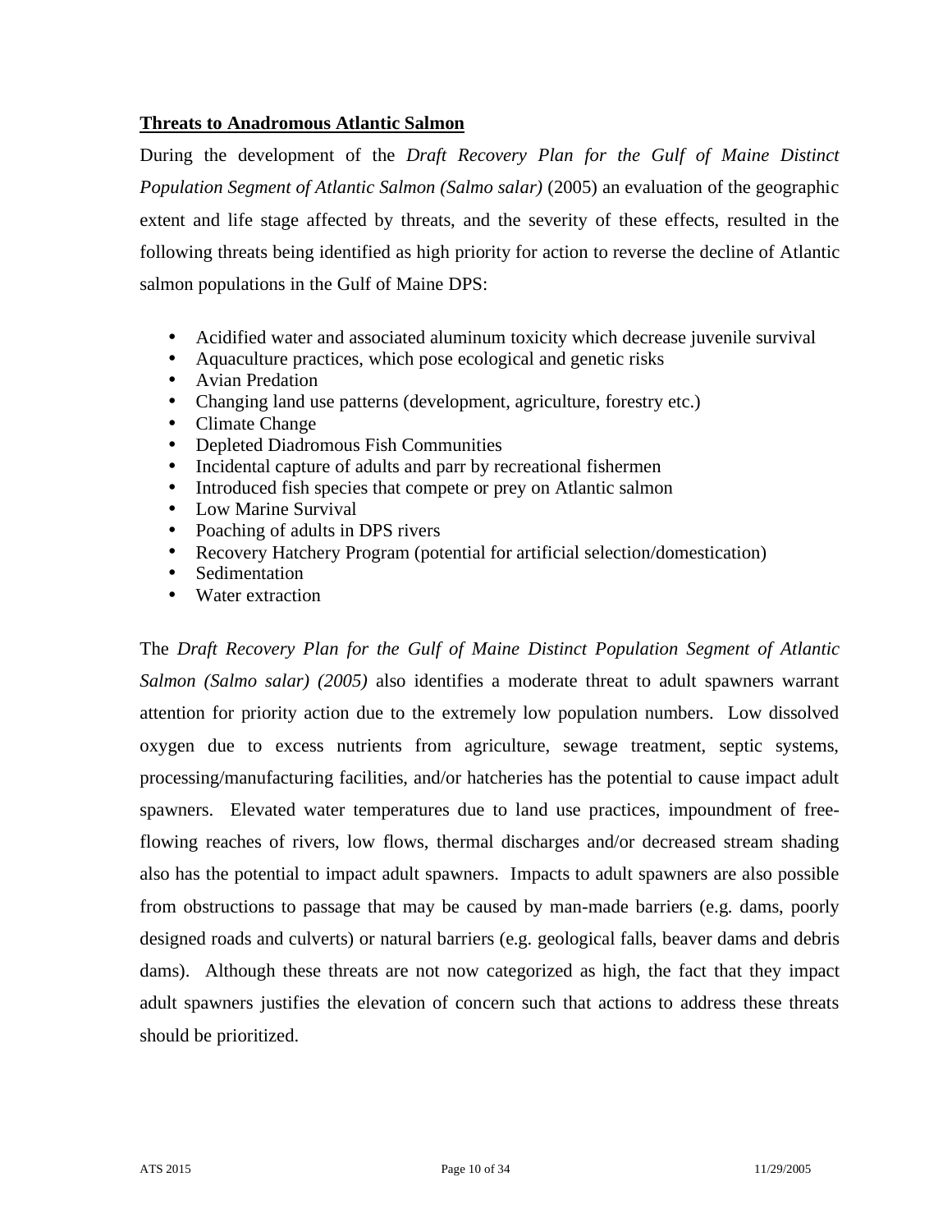**Threats to Anadromous Atlantic Salmon**

During the development of the *Draft Recovery Plan for the Gulf of Maine Distinct Population Segment of Atlantic Salmon (Salmo salar)* (2005) an evaluation of the geographic extent and life stage affected by threats, and the severity of these effects, resulted in the following threats being identified as high priority for action to reverse the decline of Atlantic salmon populations in the Gulf of Maine DPS:

- Acidified water and associated aluminum toxicity which decrease juvenile survival
- Aquaculture practices, which pose ecological and genetic risks
- Avian Predation
- Changing land use patterns (development, agriculture, forestry etc.)
- Climate Change
- Depleted Diadromous Fish Communities
- Incidental capture of adults and parr by recreational fishermen
- Introduced fish species that compete or prey on Atlantic salmon
- Low Marine Survival
- Poaching of adults in DPS rivers
- Recovery Hatchery Program (potential for artificial selection/domestication)
- Sedimentation
- Water extraction

The *Draft Recovery Plan for the Gulf of Maine Distinct Population Segment of Atlantic Salmon (Salmo salar) (2005)* also identifies a moderate threat to adult spawners warrant attention for priority action due to the extremely low population numbers. Low dissolved oxygen due to excess nutrients from agriculture, sewage treatment, septic systems, processing/manufacturing facilities, and/or hatcheries has the potential to cause impact adult spawners. Elevated water temperatures due to land use practices, impoundment of free-flowing reaches of rivers, low flows, thermal discharges and/or decreased stream shading also has the potential to impact adult spawners. Impacts to adult spawners are also possible from obstructions to passage that may be caused by man-made barriers (e.g. dams, poorly designed roads and culverts) or natural barriers (e.g. geological falls, beaver dams and debris dams). Although these threats are not now categorized as high, the fact that they impact adult spawners justifies the elevation of concern such that actions to address these threats should be prioritized.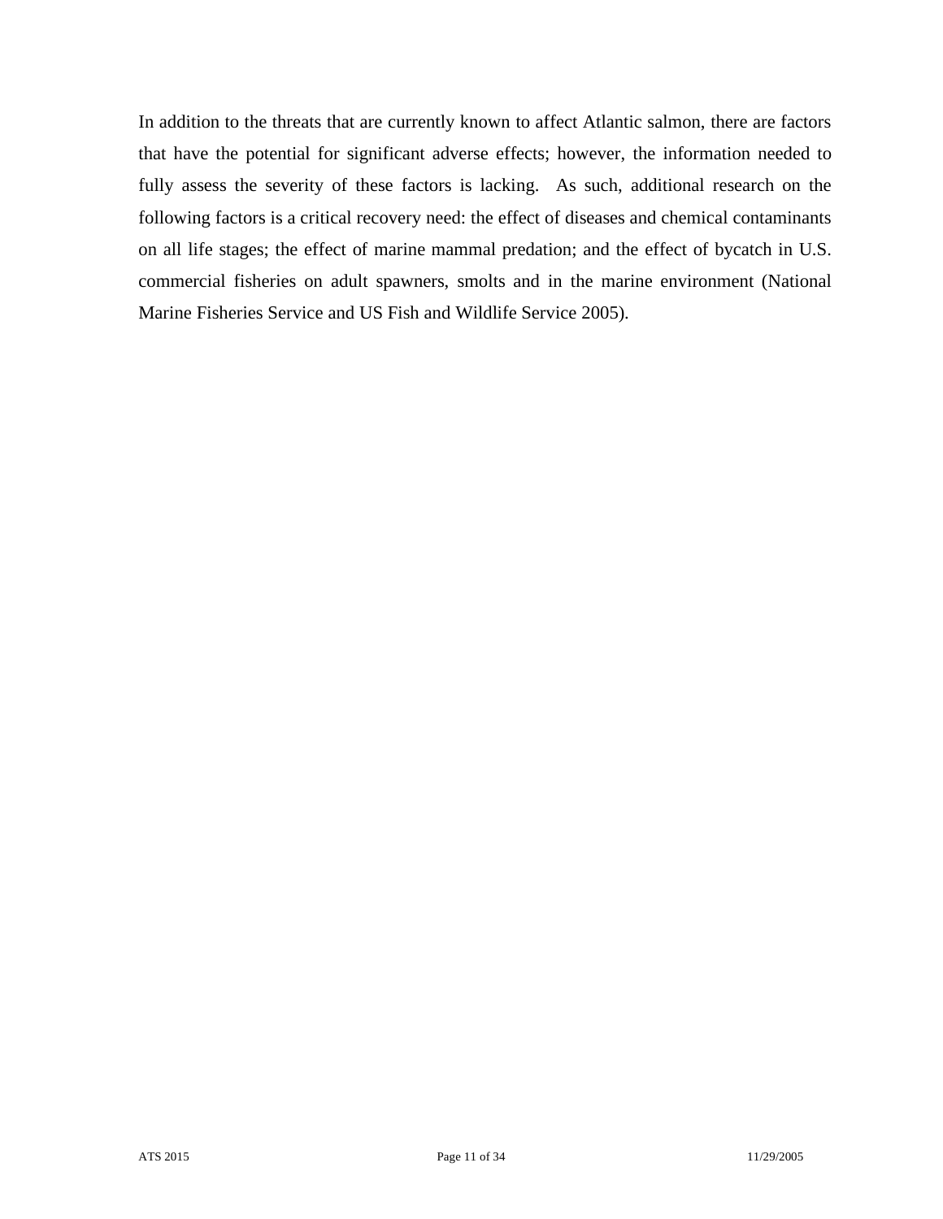In addition to the threats that are currently known to affect Atlantic salmon, there are factors that have the potential for significant adverse effects; however, the information needed to fully assess the severity of these factors is lacking. As such, additional research on the following factors is a critical recovery need: the effect of diseases and chemical contaminants on all life stages; the effect of marine mammal predation; and the effect of bycatch in U.S. commercial fisheries on adult spawners, smolts and in the marine environment (National Marine Fisheries Service and US Fish and Wildlife Service 2005).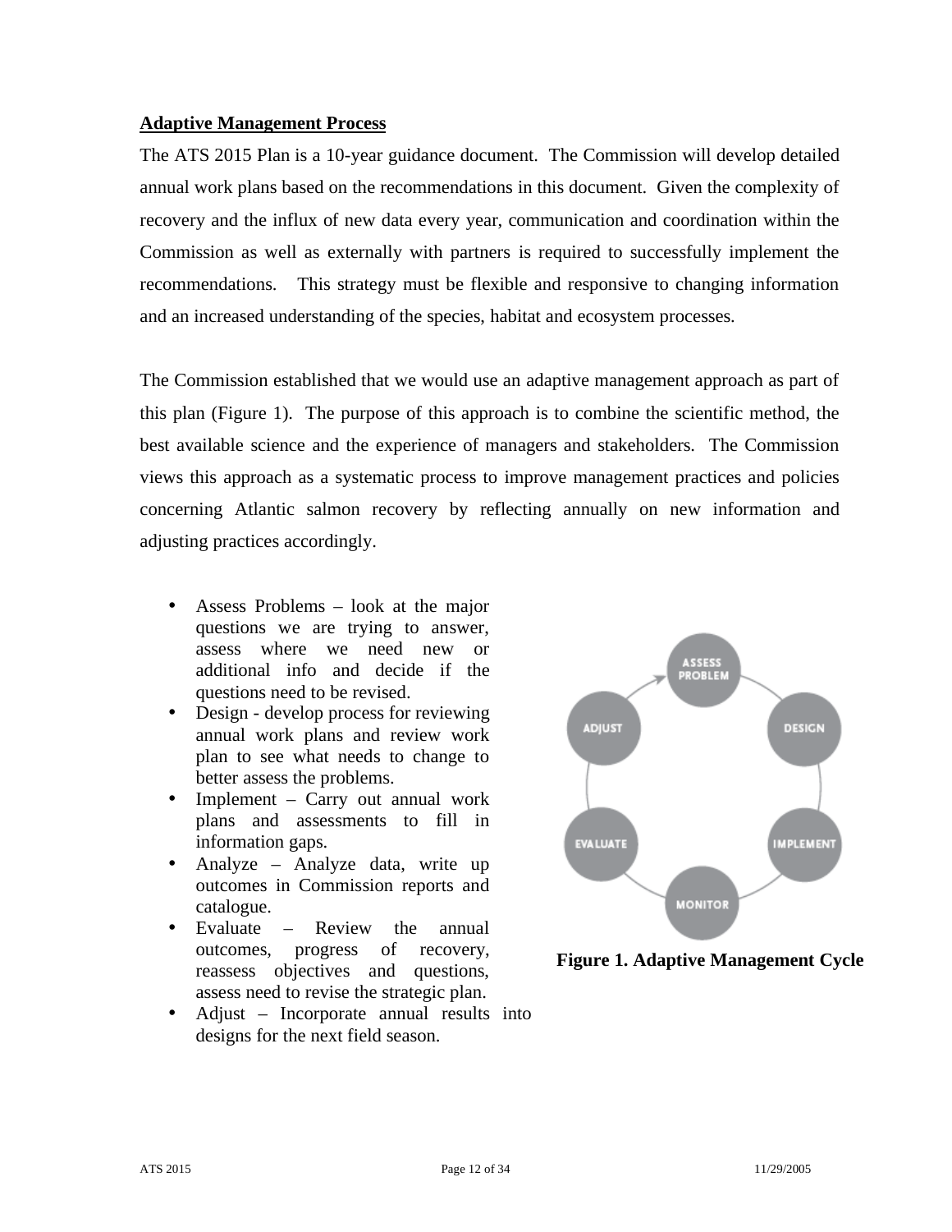## Adaptive Management Process

The ATS 2015 Plan is a 10-year guidance document. The Commission will develop detailed annual work plans based on the recommendations in this document. Given the complexity of recovery and the influx of new data every year, communication and coordination within the Commission as well as externally with partners is required to successfully implement the recommendations. This strategy must be flexible and responsive to changing information and an increased understanding of the species, habitat and ecosystem processes.

The Commission established that we would use an adaptive management approach as part of this plan (Figure 1). The purpose of this approach is to combine the scientific method, the best available science and the experience of managers and stakeholders. The Commission views this approach as a systematic process to improve management practices and policies concerning Atlantic salmon recovery by reflecting annually on new information and adjusting practices accordingly.

- Assess Problems – look at the major questions we are trying to answer, assess where we need new or additional info and decide if the questions need to be revised.
- Design - develop process for reviewing annual work plans and review work plan to see what needs to change to better assess the problems.
- Implement – Carry out annual work plans and assessments to fill in information gaps.
- Analyze – Analyze data, write up outcomes in Commission reports and catalogue.
- Evaluate – Review the annual outcomes, progress of recovery, reassess objectives and questions, assess need to revise the strategic plan.
- Adjust – Incorporate annual results into designs for the next field season.

ASSESS PROBLEM → DESIGN → IMPLEMENT → MONITOR → EVALUATE → ADJUST

**Figure 1. Adaptive Management Cycle**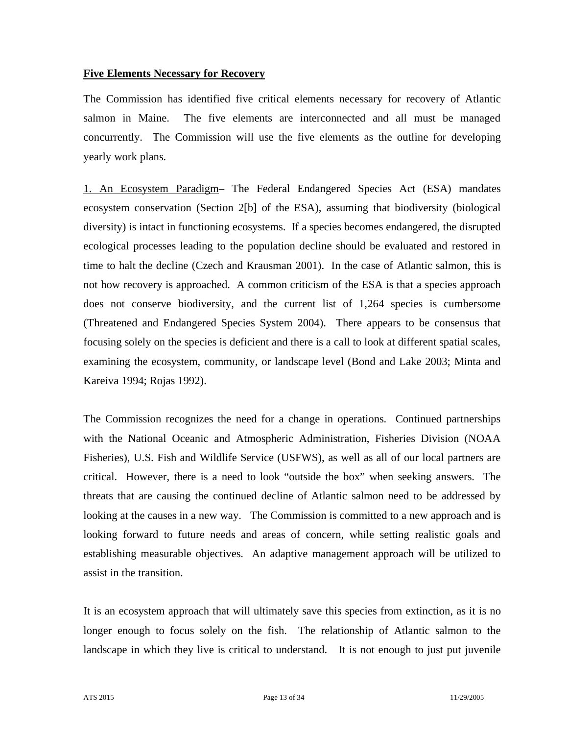## **Five Elements Necessary for Recovery**

The Commission has identified five critical elements necessary for recovery of Atlantic salmon in Maine. The five elements are interconnected and all must be managed concurrently. The Commission will use the five elements as the outline for developing yearly work plans.

1. An Ecosystem Paradigm– The Federal Endangered Species Act (ESA) mandates ecosystem conservation (Section 2[b] of the ESA), assuming that biodiversity (biological diversity) is intact in functioning ecosystems. If a species becomes endangered, the disrupted ecological processes leading to the population decline should be evaluated and restored in time to halt the decline (Czech and Krausman 2001). In the case of Atlantic salmon, this is not how recovery is approached. A common criticism of the ESA is that a species approach does not conserve biodiversity, and the current list of 1,264 species is cumbersome (Threatened and Endangered Species System 2004). There appears to be consensus that focusing solely on the species is deficient and there is a call to look at different spatial scales, examining the ecosystem, community, or landscape level (Bond and Lake 2003; Minta and Kareiva 1994; Rojas 1992).

The Commission recognizes the need for a change in operations. Continued partnerships with the National Oceanic and Atmospheric Administration, Fisheries Division (NOAA Fisheries), U.S. Fish and Wildlife Service (USFWS), as well as all of our local partners are critical. However, there is a need to look “outside the box” when seeking answers. The threats that are causing the continued decline of Atlantic salmon need to be addressed by looking at the causes in a new way. The Commission is committed to a new approach and is looking forward to future needs and areas of concern, while setting realistic goals and establishing measurable objectives. An adaptive management approach will be utilized to assist in the transition.

It is an ecosystem approach that will ultimately save this species from extinction, as it is no longer enough to focus solely on the fish. The relationship of Atlantic salmon to the landscape in which they live is critical to understand. It is not enough to just put juvenile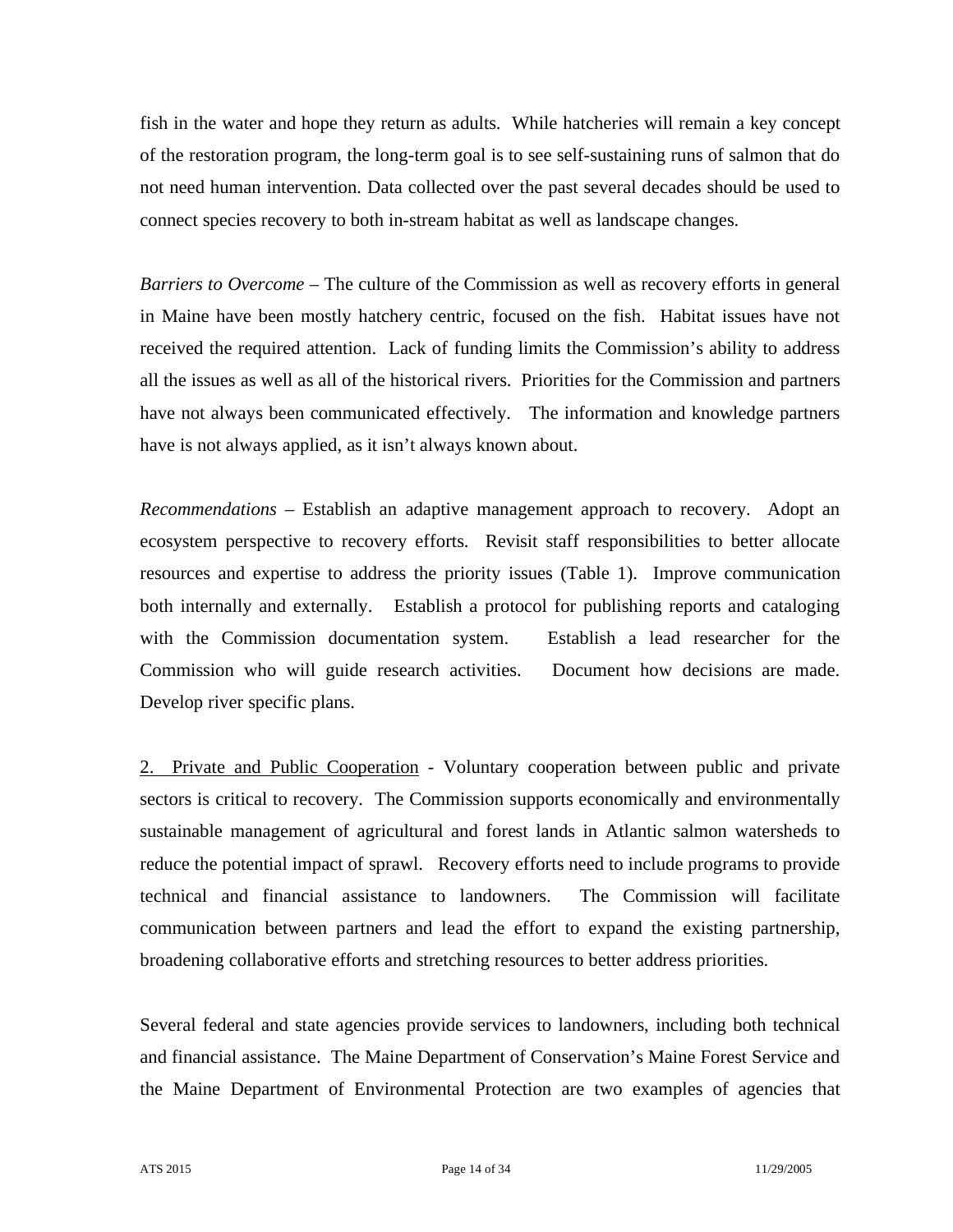fish in the water and hope they return as adults. While hatcheries will remain a key concept of the restoration program, the long-term goal is to see self-sustaining runs of salmon that do not need human intervention. Data collected over the past several decades should be used to connect species recovery to both in-stream habitat as well as landscape changes.

*Barriers to Overcome* – The culture of the Commission as well as recovery efforts in general in Maine have been mostly hatchery centric, focused on the fish. Habitat issues have not received the required attention. Lack of funding limits the Commission's ability to address all the issues as well as all of the historical rivers. Priorities for the Commission and partners have not always been communicated effectively. The information and knowledge partners have is not always applied, as it isn't always known about.

*Recommendations* – Establish an adaptive management approach to recovery. Adopt an ecosystem perspective to recovery efforts. Revisit staff responsibilities to better allocate resources and expertise to address the priority issues (Table 1). Improve communication both internally and externally. Establish a protocol for publishing reports and cataloging with the Commission documentation system. Establish a lead researcher for the Commission who will guide research activities. Document how decisions are made. Develop river specific plans.

<u>2. Private and Public Cooperation</u> - Voluntary cooperation between public and private sectors is critical to recovery. The Commission supports economically and environmentally sustainable management of agricultural and forest lands in Atlantic salmon watersheds to reduce the potential impact of sprawl. Recovery efforts need to include programs to provide technical and financial assistance to landowners. The Commission will facilitate communication between partners and lead the effort to expand the existing partnership, broadening collaborative efforts and stretching resources to better address priorities.

Several federal and state agencies provide services to landowners, including both technical and financial assistance. The Maine Department of Conservation's Maine Forest Service and the Maine Department of Environmental Protection are two examples of agencies that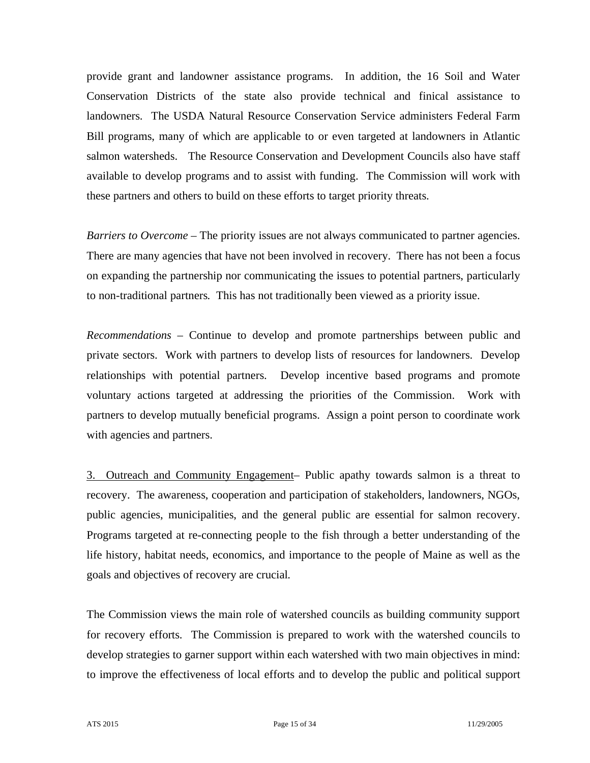provide grant and landowner assistance programs. In addition, the 16 Soil and Water Conservation Districts of the state also provide technical and finical assistance to landowners. The USDA Natural Resource Conservation Service administers Federal Farm Bill programs, many of which are applicable to or even targeted at landowners in Atlantic salmon watersheds. The Resource Conservation and Development Councils also have staff available to develop programs and to assist with funding. The Commission will work with these partners and others to build on these efforts to target priority threats.

*Barriers to Overcome* – The priority issues are not always communicated to partner agencies. There are many agencies that have not been involved in recovery. There has not been a focus on expanding the partnership nor communicating the issues to potential partners, particularly to non-traditional partners. This has not traditionally been viewed as a priority issue.

*Recommendations* – Continue to develop and promote partnerships between public and private sectors. Work with partners to develop lists of resources for landowners. Develop relationships with potential partners. Develop incentive based programs and promote voluntary actions targeted at addressing the priorities of the Commission. Work with partners to develop mutually beneficial programs. Assign a point person to coordinate work with agencies and partners.

<u>3. Outreach and Community Engagement</u>– Public apathy towards salmon is a threat to recovery. The awareness, cooperation and participation of stakeholders, landowners, NGOs, public agencies, municipalities, and the general public are essential for salmon recovery. Programs targeted at re-connecting people to the fish through a better understanding of the life history, habitat needs, economics, and importance to the people of Maine as well as the goals and objectives of recovery are crucial.

The Commission views the main role of watershed councils as building community support for recovery efforts. The Commission is prepared to work with the watershed councils to develop strategies to garner support within each watershed with two main objectives in mind: to improve the effectiveness of local efforts and to develop the public and political support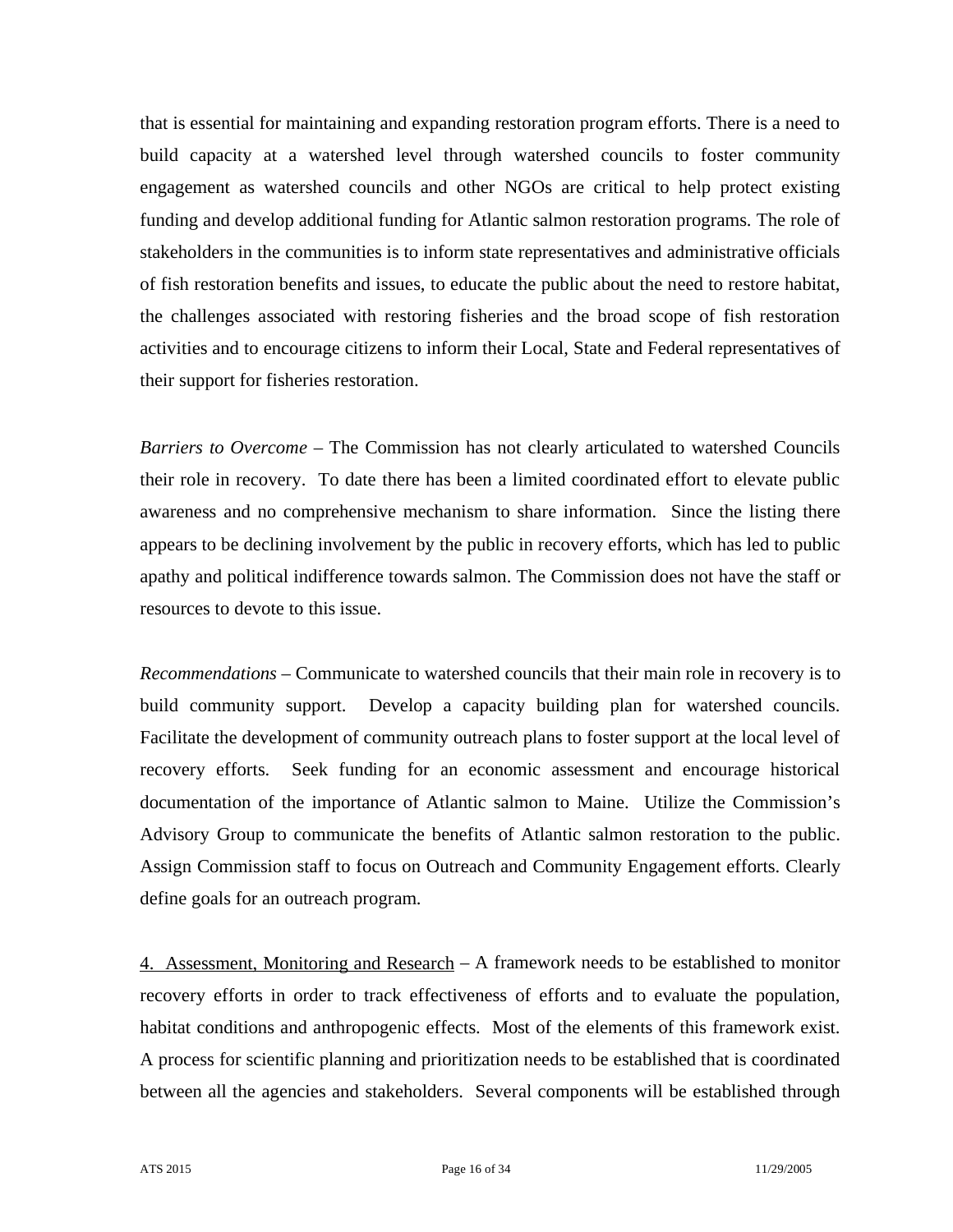that is essential for maintaining and expanding restoration program efforts. There is a need to build capacity at a watershed level through watershed councils to foster community engagement as watershed councils and other NGOs are critical to help protect existing funding and develop additional funding for Atlantic salmon restoration programs. The role of stakeholders in the communities is to inform state representatives and administrative officials of fish restoration benefits and issues, to educate the public about the need to restore habitat, the challenges associated with restoring fisheries and the broad scope of fish restoration activities and to encourage citizens to inform their Local, State and Federal representatives of their support for fisheries restoration.

*Barriers to Overcome* – The Commission has not clearly articulated to watershed Councils their role in recovery. To date there has been a limited coordinated effort to elevate public awareness and no comprehensive mechanism to share information. Since the listing there appears to be declining involvement by the public in recovery efforts, which has led to public apathy and political indifference towards salmon. The Commission does not have the staff or resources to devote to this issue.

*Recommendations* – Communicate to watershed councils that their main role in recovery is to build community support. Develop a capacity building plan for watershed councils. Facilitate the development of community outreach plans to foster support at the local level of recovery efforts. Seek funding for an economic assessment and encourage historical documentation of the importance of Atlantic salmon to Maine. Utilize the Commission's Advisory Group to communicate the benefits of Atlantic salmon restoration to the public. Assign Commission staff to focus on Outreach and Community Engagement efforts. Clearly define goals for an outreach program.

<u>4. Assessment, Monitoring and Research</u> – A framework needs to be established to monitor recovery efforts in order to track effectiveness of efforts and to evaluate the population, habitat conditions and anthropogenic effects. Most of the elements of this framework exist. A process for scientific planning and prioritization needs to be established that is coordinated between all the agencies and stakeholders. Several components will be established through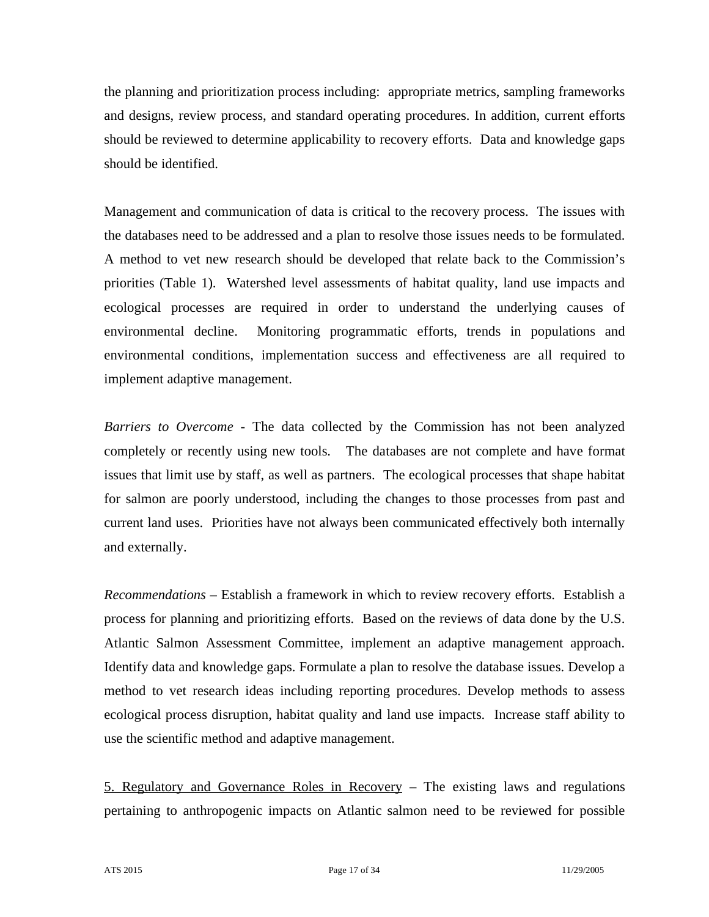the planning and prioritization process including: appropriate metrics, sampling frameworks and designs, review process, and standard operating procedures. In addition, current efforts should be reviewed to determine applicability to recovery efforts. Data and knowledge gaps should be identified.

Management and communication of data is critical to the recovery process. The issues with the databases need to be addressed and a plan to resolve those issues needs to be formulated. A method to vet new research should be developed that relate back to the Commission's priorities (Table 1). Watershed level assessments of habitat quality, land use impacts and ecological processes are required in order to understand the underlying causes of environmental decline. Monitoring programmatic efforts, trends in populations and environmental conditions, implementation success and effectiveness are all required to implement adaptive management.

*Barriers to Overcome* - The data collected by the Commission has not been analyzed completely or recently using new tools. The databases are not complete and have format issues that limit use by staff, as well as partners. The ecological processes that shape habitat for salmon are poorly understood, including the changes to those processes from past and current land uses. Priorities have not always been communicated effectively both internally and externally.

*Recommendations* – Establish a framework in which to review recovery efforts. Establish a process for planning and prioritizing efforts. Based on the reviews of data done by the U.S. Atlantic Salmon Assessment Committee, implement an adaptive management approach. Identify data and knowledge gaps. Formulate a plan to resolve the database issues. Develop a method to vet research ideas including reporting procedures. Develop methods to assess ecological process disruption, habitat quality and land use impacts. Increase staff ability to use the scientific method and adaptive management.

<u>5. Regulatory and Governance Roles in Recovery</u> – The existing laws and regulations pertaining to anthropogenic impacts on Atlantic salmon need to be reviewed for possible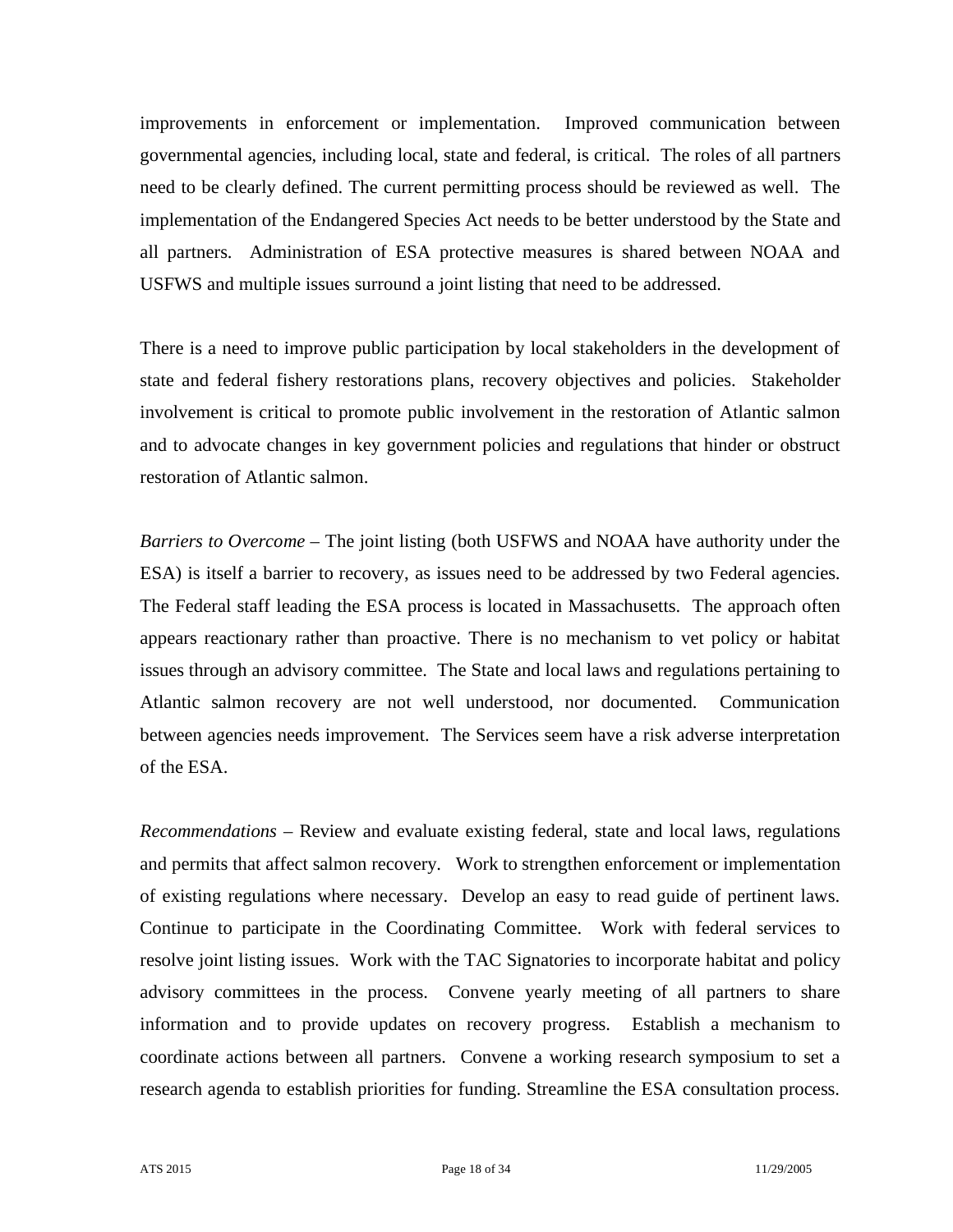improvements in enforcement or implementation. Improved communication between governmental agencies, including local, state and federal, is critical. The roles of all partners need to be clearly defined. The current permitting process should be reviewed as well. The implementation of the Endangered Species Act needs to be better understood by the State and all partners. Administration of ESA protective measures is shared between NOAA and USFWS and multiple issues surround a joint listing that need to be addressed.

There is a need to improve public participation by local stakeholders in the development of state and federal fishery restorations plans, recovery objectives and policies. Stakeholder involvement is critical to promote public involvement in the restoration of Atlantic salmon and to advocate changes in key government policies and regulations that hinder or obstruct restoration of Atlantic salmon.

*Barriers to Overcome* – The joint listing (both USFWS and NOAA have authority under the ESA) is itself a barrier to recovery, as issues need to be addressed by two Federal agencies. The Federal staff leading the ESA process is located in Massachusetts. The approach often appears reactionary rather than proactive. There is no mechanism to vet policy or habitat issues through an advisory committee. The State and local laws and regulations pertaining to Atlantic salmon recovery are not well understood, nor documented. Communication between agencies needs improvement. The Services seem have a risk adverse interpretation of the ESA.

*Recommendations* – Review and evaluate existing federal, state and local laws, regulations and permits that affect salmon recovery. Work to strengthen enforcement or implementation of existing regulations where necessary. Develop an easy to read guide of pertinent laws. Continue to participate in the Coordinating Committee. Work with federal services to resolve joint listing issues. Work with the TAC Signatories to incorporate habitat and policy advisory committees in the process. Convene yearly meeting of all partners to share information and to provide updates on recovery progress. Establish a mechanism to coordinate actions between all partners. Convene a working research symposium to set a research agenda to establish priorities for funding. Streamline the ESA consultation process.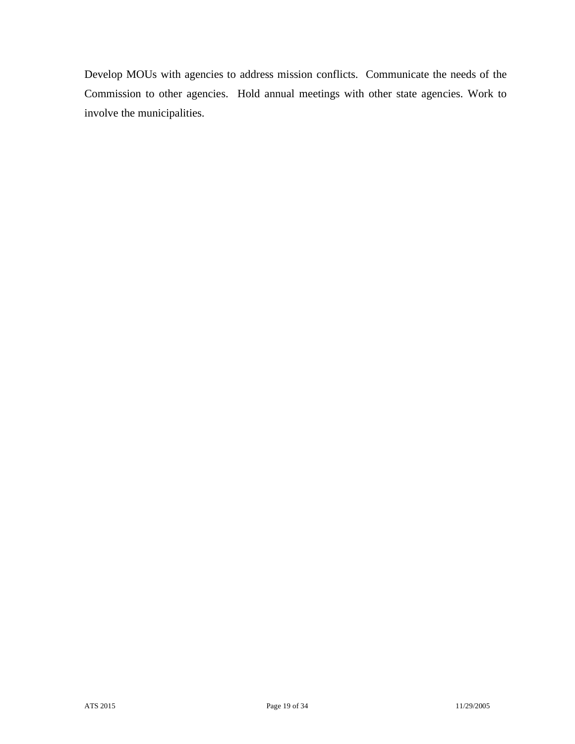Develop MOUs with agencies to address mission conflicts. Communicate the needs of the Commission to other agencies. Hold annual meetings with other state agencies. Work to involve the municipalities.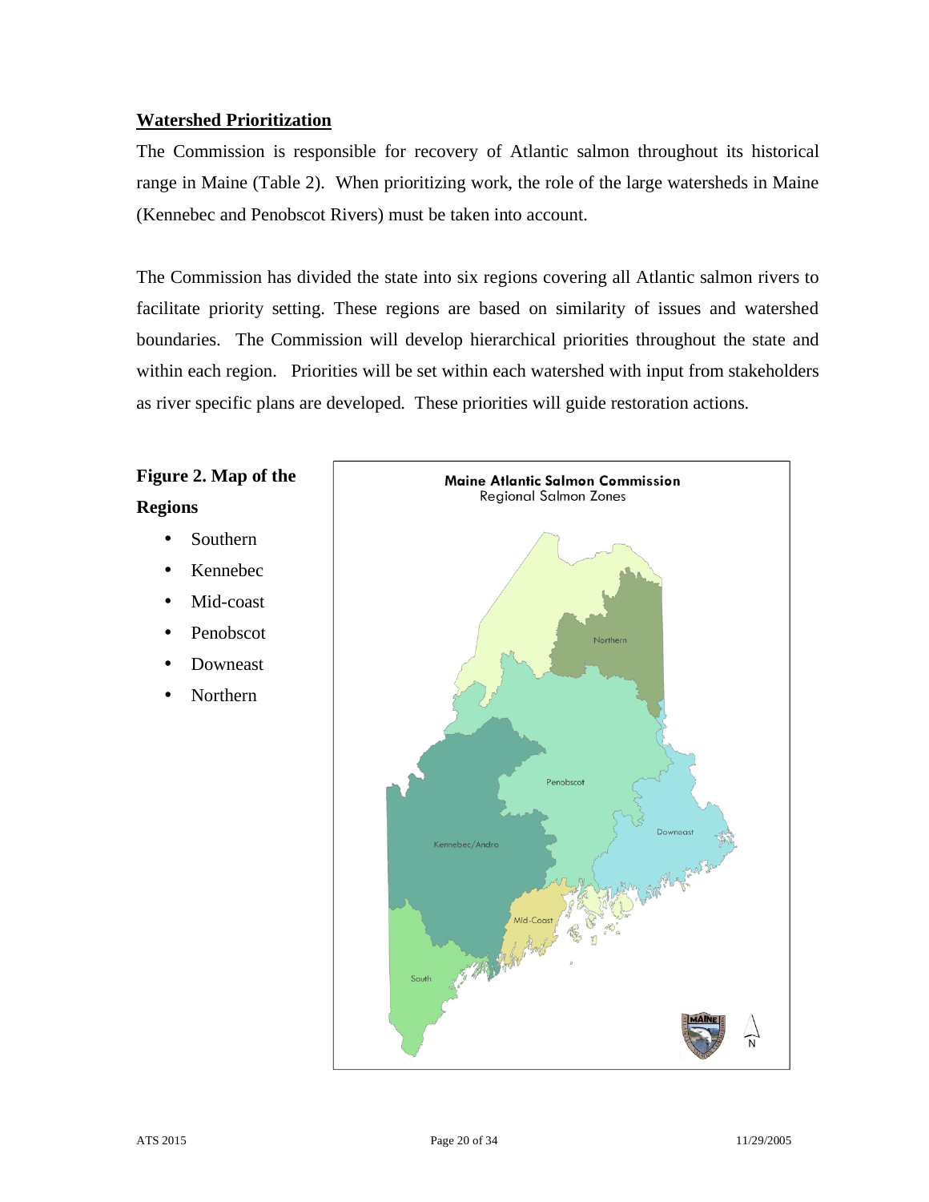## Watershed Prioritization

The Commission is responsible for recovery of Atlantic salmon throughout its historical range in Maine (Table 2). When prioritizing work, the role of the large watersheds in Maine (Kennebec and Penobscot Rivers) must be taken into account.

The Commission has divided the state into six regions covering all Atlantic salmon rivers to facilitate priority setting. These regions are based on similarity of issues and watershed boundaries. The Commission will develop hierarchical priorities throughout the state and within each region. Priorities will be set within each watershed with input from stakeholders as river specific plans are developed. These priorities will guide restoration actions.

**Figure 2. Map of the Regions**

- Southern
- Kennebec
- Mid-coast
- Penobscot
- Downeast
- Northern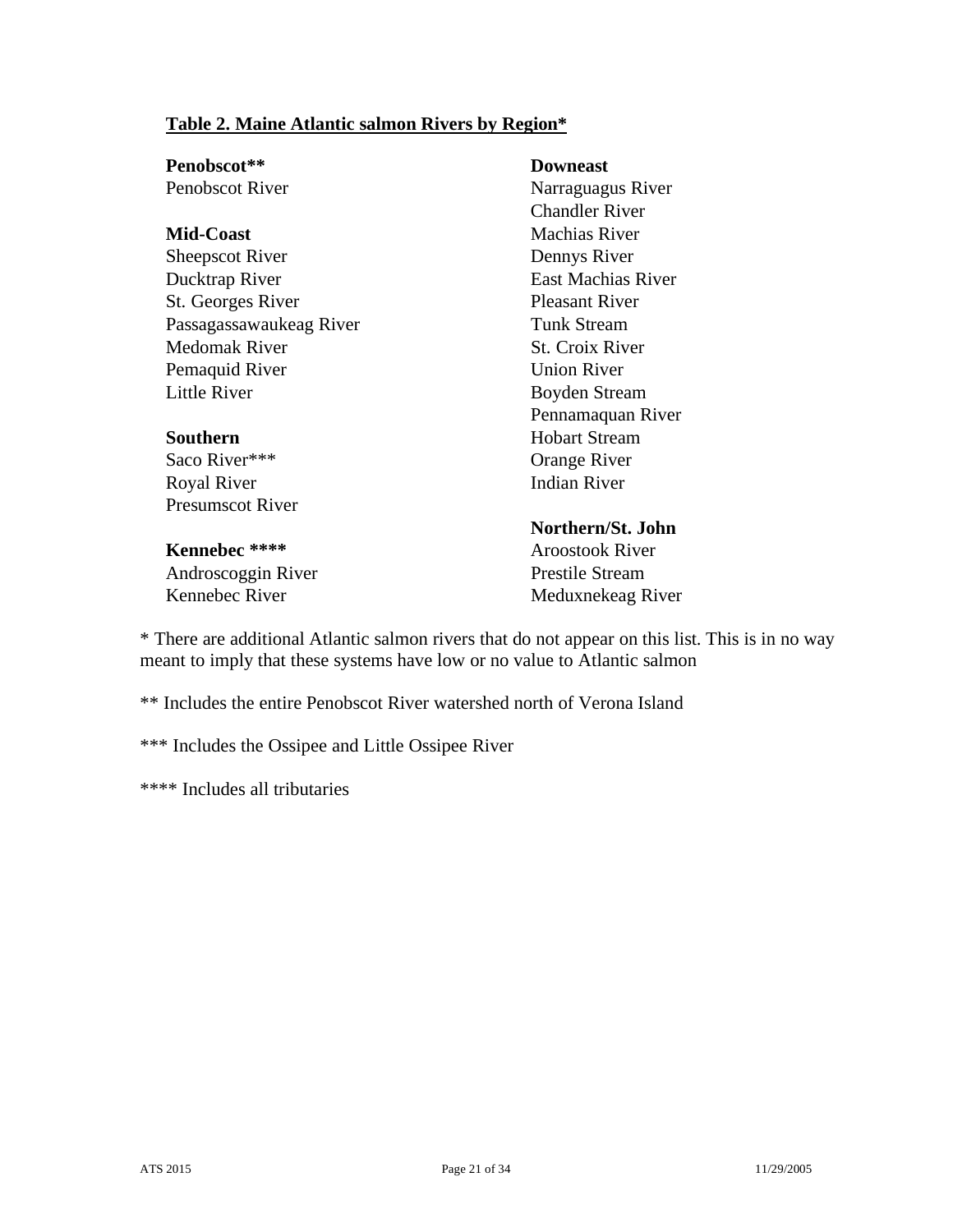**Table 2. Maine Atlantic salmon Rivers by Region***

**Penobscot****
Penobscot River

**Mid-Coast**
Sheepscot River
Ducktrap River
St. Georges River
Passagassawaukeag River
Medomak River
Pemaquid River
Little River

**Southern**
Saco River***
Royal River
Presumscot River

**Kennebec ******
Androscoggin River
Kennebec River

**Downeast**
Narraguagus River
Chandler River
Machias River
Dennys River
East Machias River
Pleasant River
Tunk Stream
St. Croix River
Union River
Boyden Stream
Pennamaquan River
Hobart Stream
Orange River
Indian River

**Northern/St. John**
Aroostook River
Prestile Stream
Meduxnekeag River

* There are additional Atlantic salmon rivers that do not appear on this list. This is in no way meant to imply that these systems have low or no value to Atlantic salmon

** Includes the entire Penobscot River watershed north of Verona Island

*** Includes the Ossipee and Little Ossipee River

**** Includes all tributaries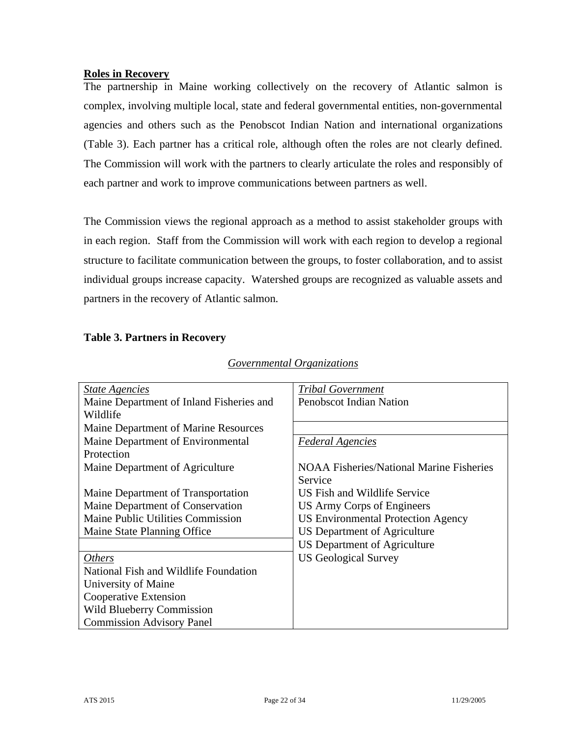**Roles in Recovery**

The partnership in Maine working collectively on the recovery of Atlantic salmon is complex, involving multiple local, state and federal governmental entities, non-governmental agencies and others such as the Penobscot Indian Nation and international organizations (Table 3). Each partner has a critical role, although often the roles are not clearly defined. The Commission will work with the partners to clearly articulate the roles and responsibly of each partner and work to improve communications between partners as well.

The Commission views the regional approach as a method to assist stakeholder groups with in each region. Staff from the Commission will work with each region to develop a regional structure to facilitate communication between the groups, to foster collaboration, and to assist individual groups increase capacity. Watershed groups are recognized as valuable assets and partners in the recovery of Atlantic salmon.

**Table 3. Partners in Recovery**

*Governmental Organizations*

| *State Agencies* | *Tribal Government* |
|---|---|
| Maine Department of Inland Fisheries and Wildlife | Penobscot Indian Nation |
| Maine Department of Marine Resources | |
| Maine Department of Environmental Protection | *Federal Agencies* |
| Maine Department of Agriculture | NOAA Fisheries/National Marine Fisheries Service |
| Maine Department of Transportation | US Fish and Wildlife Service |
| Maine Department of Conservation | US Army Corps of Engineers |
| Maine Public Utilities Commission | US Environmental Protection Agency |
| Maine State Planning Office | US Department of Agriculture |
| | US Department of Agriculture |
| *Others* | US Geological Survey |
| National Fish and Wildlife Foundation | |
| University of Maine | |
| Cooperative Extension | |
| Wild Blueberry Commission | |
| Commission Advisory Panel | |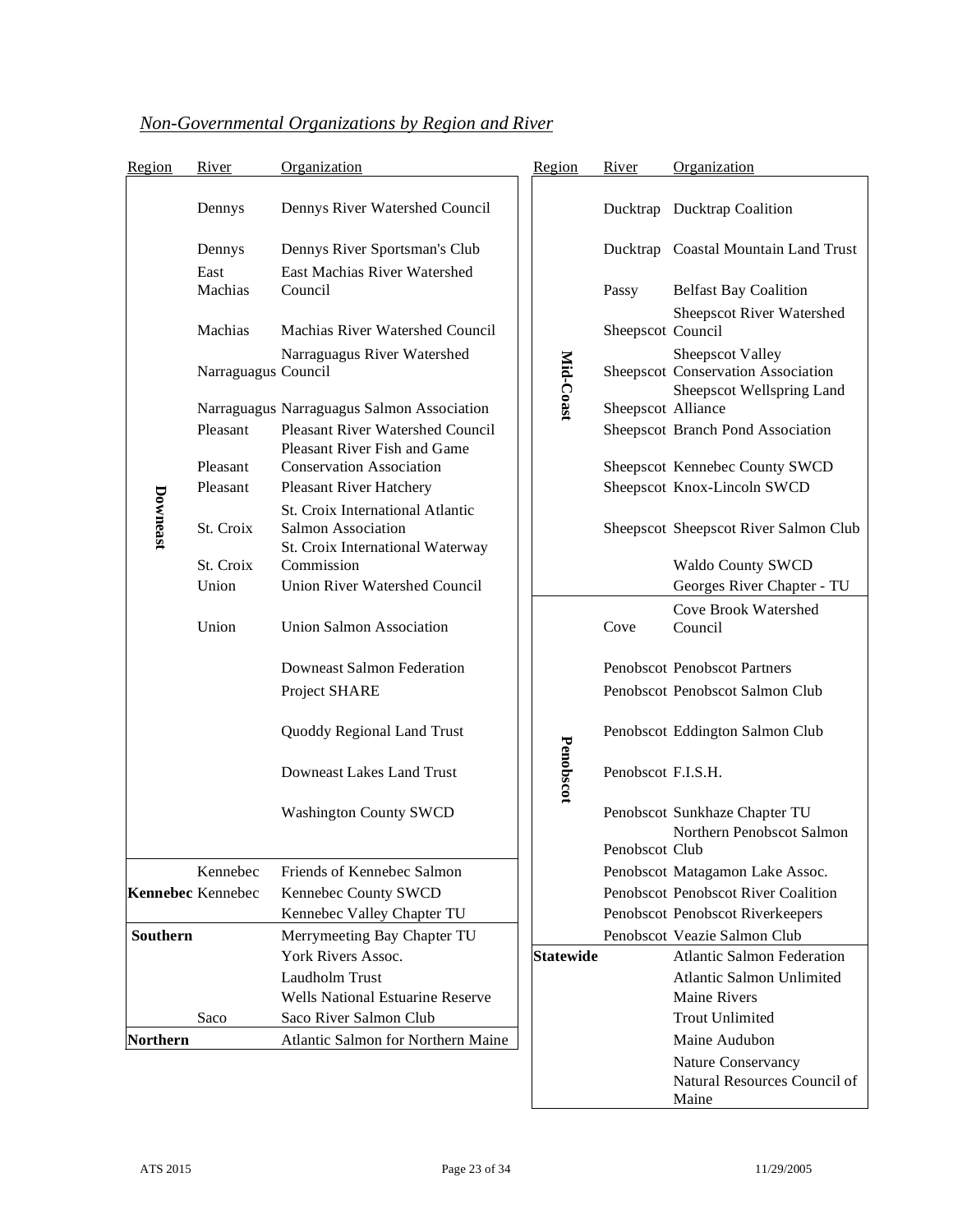*Non-Governmental Organizations by Region and River*

| Region | River | Organization |
|---|---|---|
| Downeast | Dennys | Dennys River Watershed Council |
| Downeast | Dennys | Dennys River Sportsman's Club |
| Downeast | East Machias | East Machias River Watershed Council |
| Downeast | Machias | Machias River Watershed Council |
| Downeast | Narraguagus | Narraguagus River Watershed Council |
| Downeast | Narraguagus | Narraguagus Salmon Association |
| Downeast | Pleasant | Pleasant River Watershed Council |
| Downeast | Pleasant | Pleasant River Fish and Game Conservation Association |
| Downeast | Pleasant | Pleasant River Hatchery |
| Downeast | St. Croix | St. Croix International Atlantic Salmon Association |
| Downeast | St. Croix | St. Croix International Waterway Commission |
| Downeast | Union | Union River Watershed Council |
| Downeast | Union | Union Salmon Association |
| Downeast | | Downeast Salmon Federation |
| Downeast | | Project SHARE |
| Downeast | | Quoddy Regional Land Trust |
| Downeast | | Downeast Lakes Land Trust |
| Downeast | | Washington County SWCD |
| Kennebec | Kennebec | Friends of Kennebec Salmon |
| Kennebec | Kennebec | Kennebec County SWCD |
| Kennebec | | Kennebec Valley Chapter TU |
| Southern | | Merrymeeting Bay Chapter TU |
| Southern | | York Rivers Assoc. |
| Southern | | Laudholm Trust |
| Southern | | Wells National Estuarine Reserve |
| Southern | Saco | Saco River Salmon Club |
| Northern | | Atlantic Salmon for Northern Maine |
| Mid-Coast | Ducktrap | Ducktrap Coalition |
| Mid-Coast | Ducktrap | Coastal Mountain Land Trust |
| Mid-Coast | Passy | Belfast Bay Coalition |
| Mid-Coast | Sheepscot | Sheepscot River Watershed Council |
| Mid-Coast | Sheepscot | Sheepscot Valley Conservation Association |
| Mid-Coast | Sheepscot | Sheepscot Wellspring Land Alliance |
| Mid-Coast | Sheepscot | Branch Pond Association |
| Mid-Coast | Sheepscot | Kennebec County SWCD |
| Mid-Coast | Sheepscot | Knox-Lincoln SWCD |
| Mid-Coast | Sheepscot | Sheepscot River Salmon Club |
| Mid-Coast | | Waldo County SWCD |
| Mid-Coast | | Georges River Chapter - TU |
| Penobscot | Cove | Cove Brook Watershed Council |
| Penobscot | Penobscot | Penobscot Partners |
| Penobscot | Penobscot | Penobscot Salmon Club |
| Penobscot | Penobscot | Eddington Salmon Club |
| Penobscot | Penobscot | F.I.S.H. |
| Penobscot | Penobscot | Sunkhaze Chapter TU |
| Penobscot | Penobscot | Northern Penobscot Salmon Club |
| Penobscot | Penobscot | Matagamon Lake Assoc. |
| Penobscot | Penobscot | Penobscot River Coalition |
| Penobscot | Penobscot | Penobscot Riverkeepers |
| Penobscot | Penobscot | Veazie Salmon Club |
| Statewide | | Atlantic Salmon Federation |
| Statewide | | Atlantic Salmon Unlimited |
| Statewide | | Maine Rivers |
| Statewide | | Trout Unlimited |
| Statewide | | Maine Audubon |
| Statewide | | Nature Conservancy |
| Statewide | | Natural Resources Council of Maine |